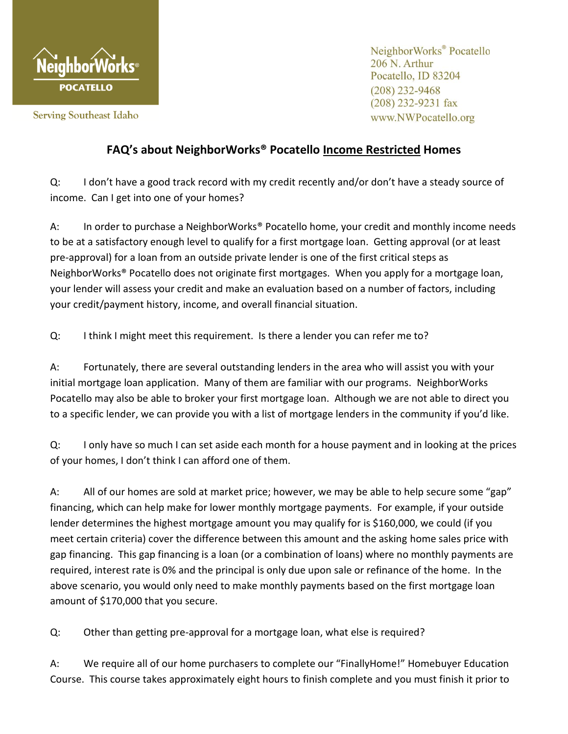NeighborWorks® Pocatello
POCATELLO

Serving Southeast Idaho

NeighborWorks® Pocatello
206 N. Arthur
Pocatello, ID 83204
(208) 232-9468
(208) 232-9231 fax
www.NWPocatello.org

# FAQ's about NeighborWorks® Pocatello Income Restricted Homes

Q: I don't have a good track record with my credit recently and/or don't have a steady source of income. Can I get into one of your homes?

A: In order to purchase a NeighborWorks® Pocatello home, your credit and monthly income needs to be at a satisfactory enough level to qualify for a first mortgage loan. Getting approval (or at least pre-approval) for a loan from an outside private lender is one of the first critical steps as NeighborWorks® Pocatello does not originate first mortgages. When you apply for a mortgage loan, your lender will assess your credit and make an evaluation based on a number of factors, including your credit/payment history, income, and overall financial situation.

Q: I think I might meet this requirement. Is there a lender you can refer me to?

A: Fortunately, there are several outstanding lenders in the area who will assist you with your initial mortgage loan application. Many of them are familiar with our programs. NeighborWorks Pocatello may also be able to broker your first mortgage loan. Although we are not able to direct you to a specific lender, we can provide you with a list of mortgage lenders in the community if you'd like.

Q: I only have so much I can set aside each month for a house payment and in looking at the prices of your homes, I don't think I can afford one of them.

A: All of our homes are sold at market price; however, we may be able to help secure some "gap" financing, which can help make for lower monthly mortgage payments. For example, if your outside lender determines the highest mortgage amount you may qualify for is $160,000, we could (if you meet certain criteria) cover the difference between this amount and the asking home sales price with gap financing. This gap financing is a loan (or a combination of loans) where no monthly payments are required, interest rate is 0% and the principal is only due upon sale or refinance of the home. In the above scenario, you would only need to make monthly payments based on the first mortgage loan amount of $170,000 that you secure.

Q: Other than getting pre-approval for a mortgage loan, what else is required?

A: We require all of our home purchasers to complete our "FinallyHome!" Homebuyer Education Course. This course takes approximately eight hours to finish complete and you must finish it prior to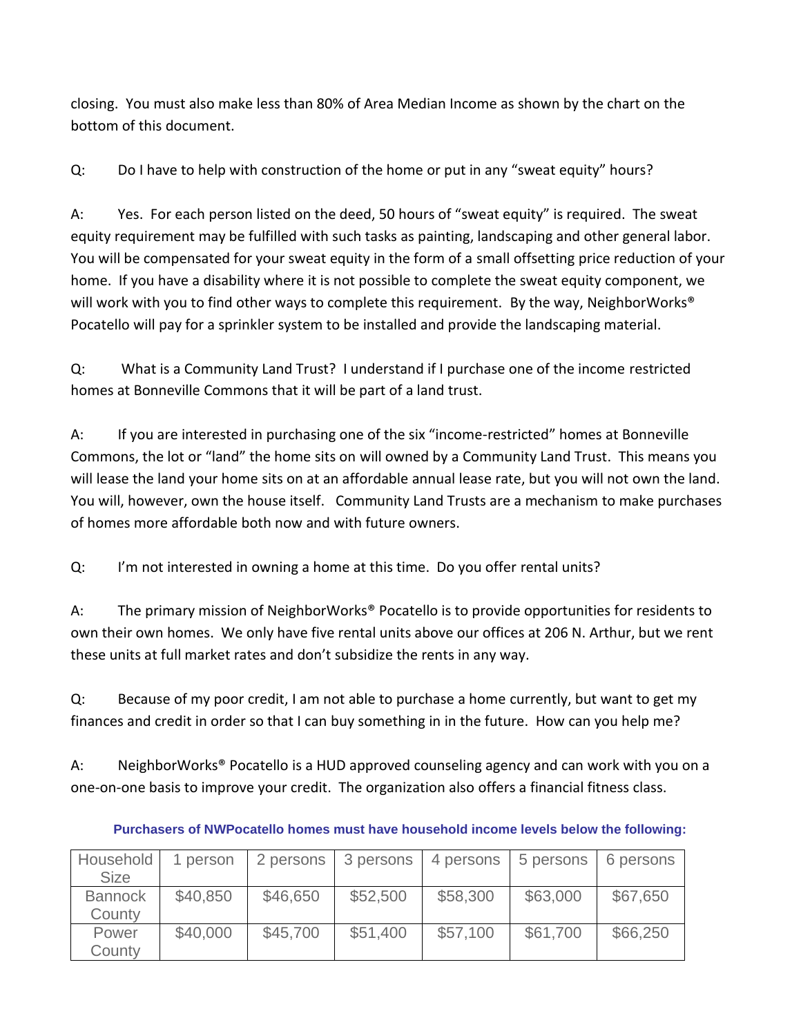closing. You must also make less than 80% of Area Median Income as shown by the chart on the bottom of this document.

Q: Do I have to help with construction of the home or put in any "sweat equity" hours?

A: Yes. For each person listed on the deed, 50 hours of "sweat equity" is required. The sweat equity requirement may be fulfilled with such tasks as painting, landscaping and other general labor. You will be compensated for your sweat equity in the form of a small offsetting price reduction of your home. If you have a disability where it is not possible to complete the sweat equity component, we will work with you to find other ways to complete this requirement. By the way, NeighborWorks® Pocatello will pay for a sprinkler system to be installed and provide the landscaping material.

Q: What is a Community Land Trust? I understand if I purchase one of the income restricted homes at Bonneville Commons that it will be part of a land trust.

A: If you are interested in purchasing one of the six "income-restricted" homes at Bonneville Commons, the lot or "land" the home sits on will owned by a Community Land Trust. This means you will lease the land your home sits on at an affordable annual lease rate, but you will not own the land. You will, however, own the house itself. Community Land Trusts are a mechanism to make purchases of homes more affordable both now and with future owners.

Q: I'm not interested in owning a home at this time. Do you offer rental units?

A: The primary mission of NeighborWorks® Pocatello is to provide opportunities for residents to own their own homes. We only have five rental units above our offices at 206 N. Arthur, but we rent these units at full market rates and don't subsidize the rents in any way.

Q: Because of my poor credit, I am not able to purchase a home currently, but want to get my finances and credit in order so that I can buy something in in the future. How can you help me?

A: NeighborWorks® Pocatello is a HUD approved counseling agency and can work with you on a one-on-one basis to improve your credit. The organization also offers a financial fitness class.

**Purchasers of NWPocatello homes must have household income levels below the following:**

| Household Size | 1 person | 2 persons | 3 persons | 4 persons | 5 persons | 6 persons |
|---|---|---|---|---|---|---|
| Bannock County | $40,850 | $46,650 | $52,500 | $58,300 | $63,000 | $67,650 |
| Power County | $40,000 | $45,700 | $51,400 | $57,100 | $61,700 | $66,250 |